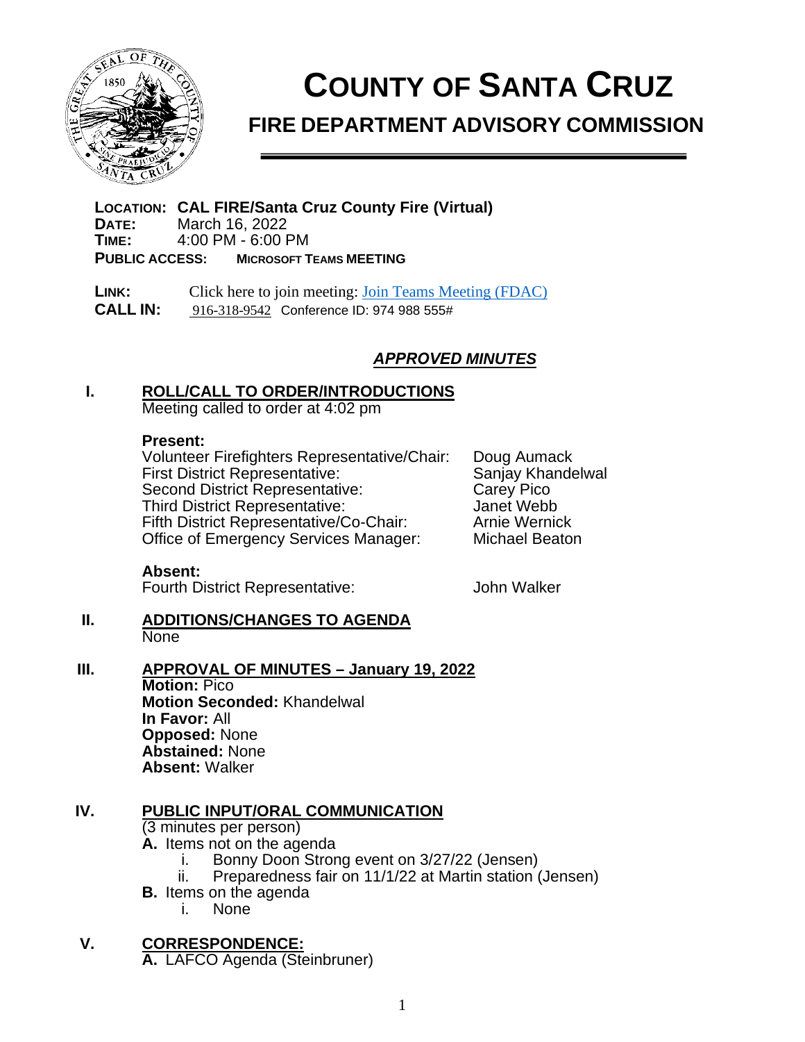# COUNTY OF SANTA CRUZ

## FIRE DEPARTMENT ADVISORY COMMISSION

**LOCATION:** **CAL FIRE/Santa Cruz County Fire (Virtual)**
**DATE:** March 16, 2022
**TIME:** 4:00 PM - 6:00 PM
**PUBLIC ACCESS:** **MICROSOFT TEAMS MEETING**

**LINK:** Click here to join meeting: [Join Teams Meeting (FDAC)]
**CALL IN:** 916-318-9542 Conference ID: 974 988 555#

***APPROVED MINUTES***

### I. ROLL/CALL TO ORDER/INTRODUCTIONS

Meeting called to order at 4:02 pm

**Present:**

| | |
|---|---|
| Volunteer Firefighters Representative/Chair: | Doug Aumack |
| First District Representative: | Sanjay Khandelwal |
| Second District Representative: | Carey Pico |
| Third District Representative: | Janet Webb |
| Fifth District Representative/Co-Chair: | Arnie Wernick |
| Office of Emergency Services Manager: | Michael Beaton |

**Absent:**

| | |
|---|---|
| Fourth District Representative: | John Walker |

### II. ADDITIONS/CHANGES TO AGENDA

None

### III. APPROVAL OF MINUTES – January 19, 2022

**Motion:** Pico
**Motion Seconded:** Khandelwal
**In Favor:** All
**Opposed:** None
**Abstained:** None
**Absent:** Walker

### IV. PUBLIC INPUT/ORAL COMMUNICATION

(3 minutes per person)

**A.** Items not on the agenda
  i. Bonny Doon Strong event on 3/27/22 (Jensen)
  ii. Preparedness fair on 11/1/22 at Martin station (Jensen)

**B.** Items on the agenda
  i. None

### V. CORRESPONDENCE:

**A.** LAFCO Agenda (Steinbruner)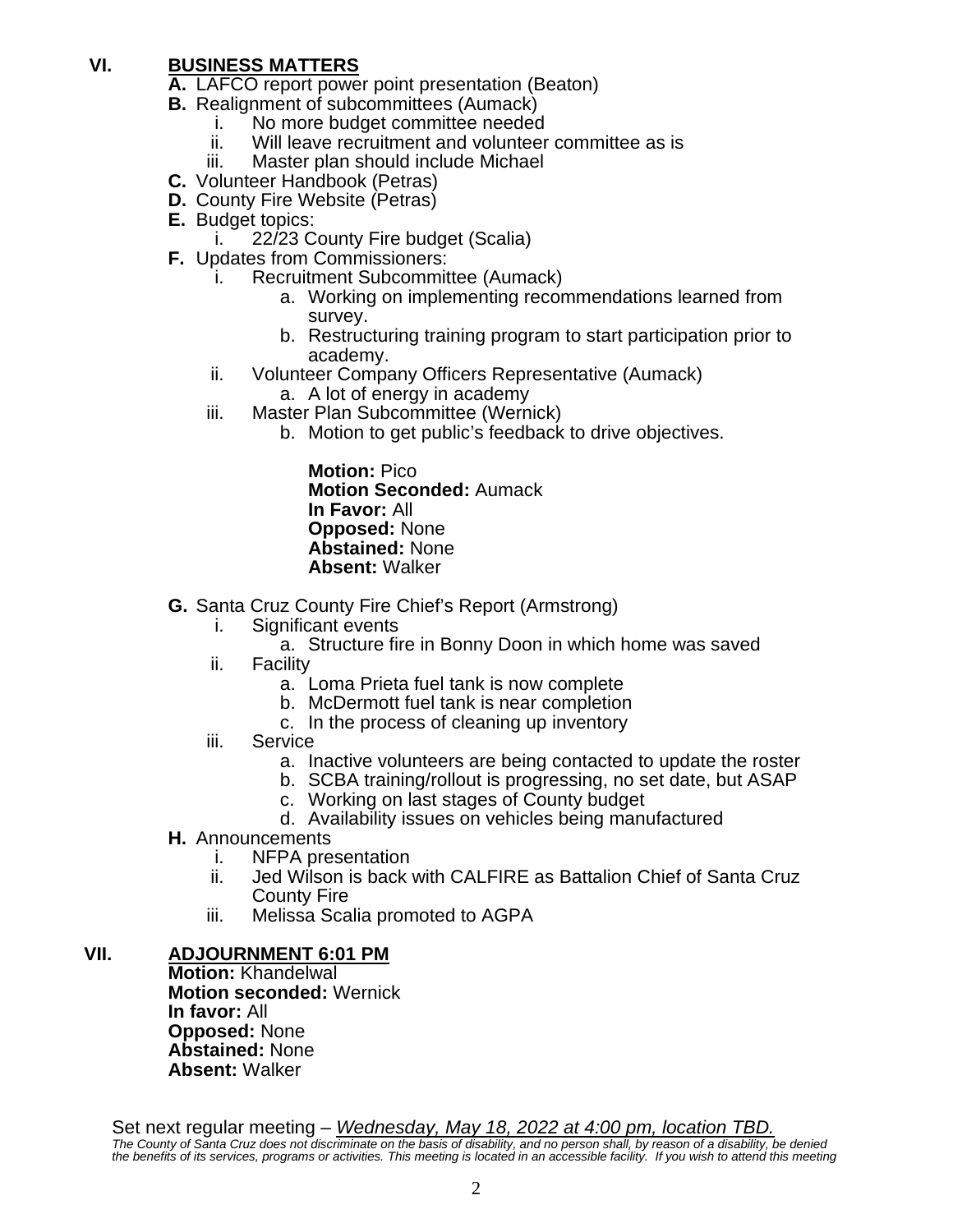## VI. BUSINESS MATTERS

**A.** LAFCO report power point presentation (Beaton)

**B.** Realignment of subcommittees (Aumack)

- i. No more budget committee needed
- ii. Will leave recruitment and volunteer committee as is
- iii. Master plan should include Michael

**C.** Volunteer Handbook (Petras)

**D.** County Fire Website (Petras)

**E.** Budget topics:

- i. 22/23 County Fire budget (Scalia)

**F.** Updates from Commissioners:

- i. Recruitment Subcommittee (Aumack)
  - a. Working on implementing recommendations learned from survey.
  - b. Restructuring training program to start participation prior to academy.
- ii. Volunteer Company Officers Representative (Aumack)
  - a. A lot of energy in academy
- iii. Master Plan Subcommittee (Wernick)
  - b. Motion to get public's feedback to drive objectives.

    **Motion:** Pico
    **Motion Seconded:** Aumack
    **In Favor:** All
    **Opposed:** None
    **Abstained:** None
    **Absent:** Walker

**G.** Santa Cruz County Fire Chief's Report (Armstrong)

- i. Significant events
  - a. Structure fire in Bonny Doon in which home was saved
- ii. Facility
  - a. Loma Prieta fuel tank is now complete
  - b. McDermott fuel tank is near completion
  - c. In the process of cleaning up inventory
- iii. Service
  - a. Inactive volunteers are being contacted to update the roster
  - b. SCBA training/rollout is progressing, no set date, but ASAP
  - c. Working on last stages of County budget
  - d. Availability issues on vehicles being manufactured

**H.** Announcements

- i. NFPA presentation
- ii. Jed Wilson is back with CALFIRE as Battalion Chief of Santa Cruz County Fire
- iii. Melissa Scalia promoted to AGPA

## VII. ADJOURNMENT 6:01 PM

**Motion:** Khandelwal
**Motion seconded:** Wernick
**In favor:** All
**Opposed:** None
**Abstained:** None
**Absent:** Walker

Set next regular meeting – *Wednesday, May 18, 2022 at 4:00 pm, location TBD.*

*The County of Santa Cruz does not discriminate on the basis of disability, and no person shall, by reason of a disability, be denied the benefits of its services, programs or activities. This meeting is located in an accessible facility. If you wish to attend this meeting*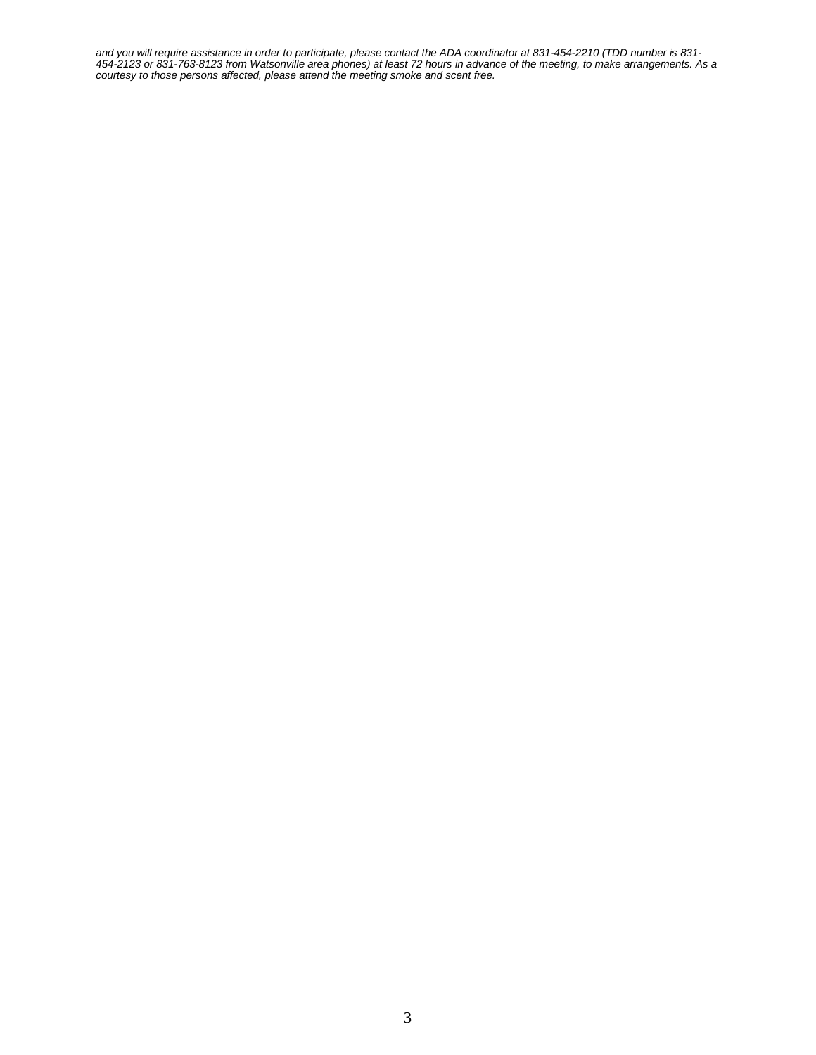*and you will require assistance in order to participate, please contact the ADA coordinator at 831-454-2210 (TDD number is 831-454-2123 or 831-763-8123 from Watsonville area phones) at least 72 hours in advance of the meeting, to make arrangements. As a courtesy to those persons affected, please attend the meeting smoke and scent free.*